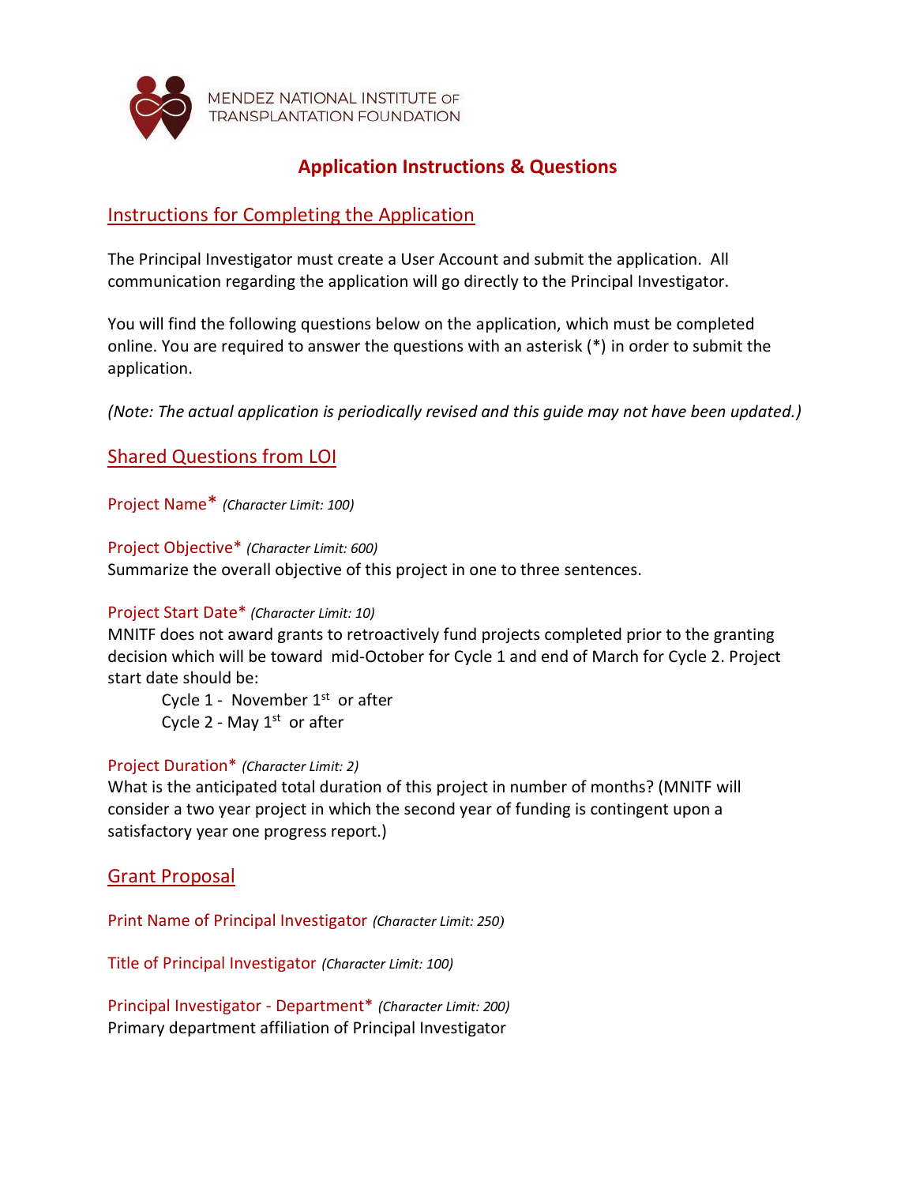MENDEZ NATIONAL INSTITUTE OF TRANSPLANTATION FOUNDATION

# Application Instructions & Questions

## Instructions for Completing the Application

The Principal Investigator must create a User Account and submit the application. All communication regarding the application will go directly to the Principal Investigator.

You will find the following questions below on the application, which must be completed online. You are required to answer the questions with an asterisk (*) in order to submit the application.

*(Note: The actual application is periodically revised and this guide may not have been updated.)*

## Shared Questions from LOI

### Project Name* *(Character Limit: 100)*

### Project Objective* *(Character Limit: 600)*

Summarize the overall objective of this project in one to three sentences.

### Project Start Date* *(Character Limit: 10)*

MNITF does not award grants to retroactively fund projects completed prior to the granting decision which will be toward mid-October for Cycle 1 and end of March for Cycle 2. Project start date should be:

- Cycle 1 - November 1st or after
- Cycle 2 - May 1st or after

### Project Duration* *(Character Limit: 2)*

What is the anticipated total duration of this project in number of months? (MNITF will consider a two year project in which the second year of funding is contingent upon a satisfactory year one progress report.)

## Grant Proposal

### Print Name of Principal Investigator *(Character Limit: 250)*

### Title of Principal Investigator *(Character Limit: 100)*

### Principal Investigator - Department* *(Character Limit: 200)*

Primary department affiliation of Principal Investigator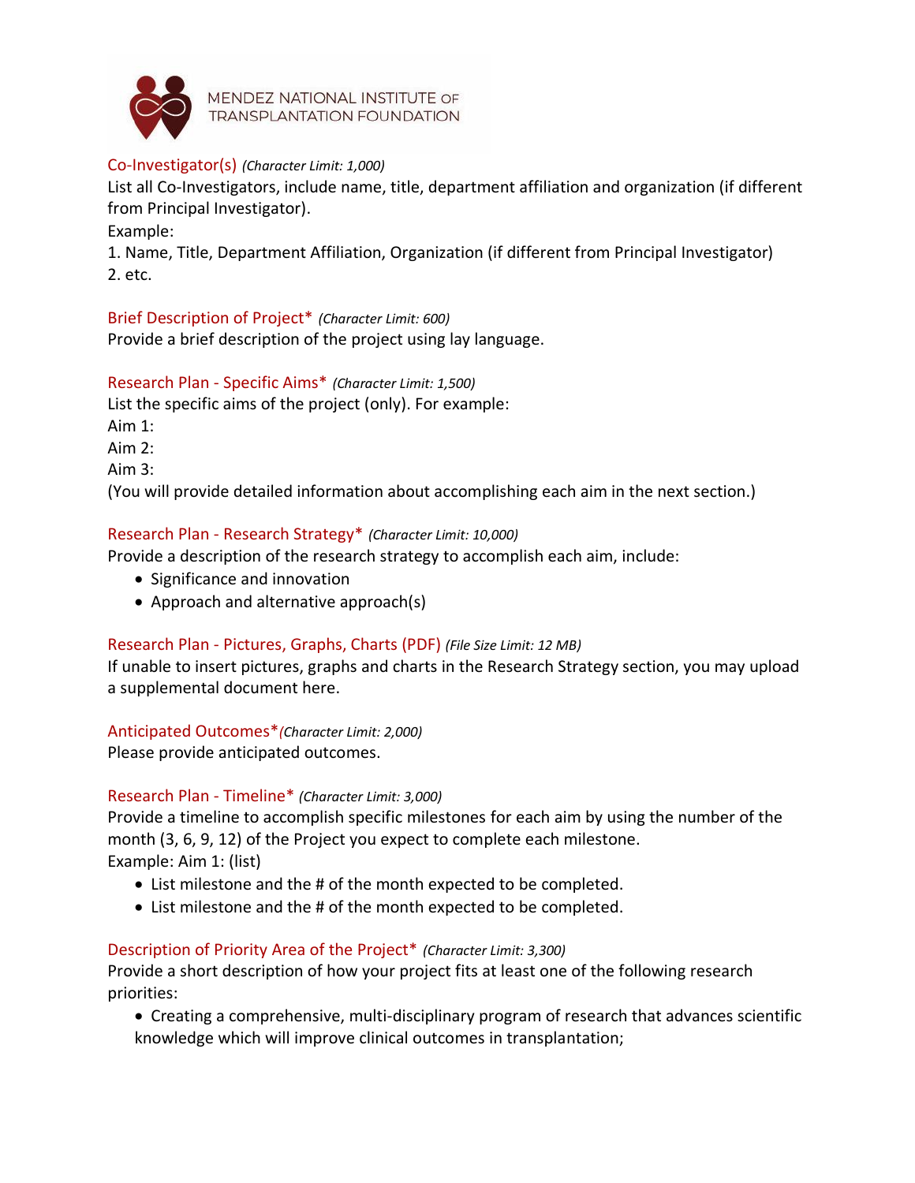## Co-Investigator(s) *(Character Limit: 1,000)*

List all Co-Investigators, include name, title, department affiliation and organization (if different from Principal Investigator).

Example:

1. Name, Title, Department Affiliation, Organization (if different from Principal Investigator)
2. etc.

## Brief Description of Project* *(Character Limit: 600)*

Provide a brief description of the project using lay language.

## Research Plan - Specific Aims* *(Character Limit: 1,500)*

List the specific aims of the project (only). For example:

Aim 1:

Aim 2:

Aim 3:

(You will provide detailed information about accomplishing each aim in the next section.)

## Research Plan - Research Strategy* *(Character Limit: 10,000)*

Provide a description of the research strategy to accomplish each aim, include:

- Significance and innovation
- Approach and alternative approach(s)

## Research Plan - Pictures, Graphs, Charts (PDF) *(File Size Limit: 12 MB)*

If unable to insert pictures, graphs and charts in the Research Strategy section, you may upload a supplemental document here.

## Anticipated Outcomes* *(Character Limit: 2,000)*

Please provide anticipated outcomes.

## Research Plan - Timeline* *(Character Limit: 3,000)*

Provide a timeline to accomplish specific milestones for each aim by using the number of the month (3, 6, 9, 12) of the Project you expect to complete each milestone.

Example: Aim 1: (list)

- List milestone and the # of the month expected to be completed.
- List milestone and the # of the month expected to be completed.

## Description of Priority Area of the Project* *(Character Limit: 3,300)*

Provide a short description of how your project fits at least one of the following research priorities:

- Creating a comprehensive, multi-disciplinary program of research that advances scientific knowledge which will improve clinical outcomes in transplantation;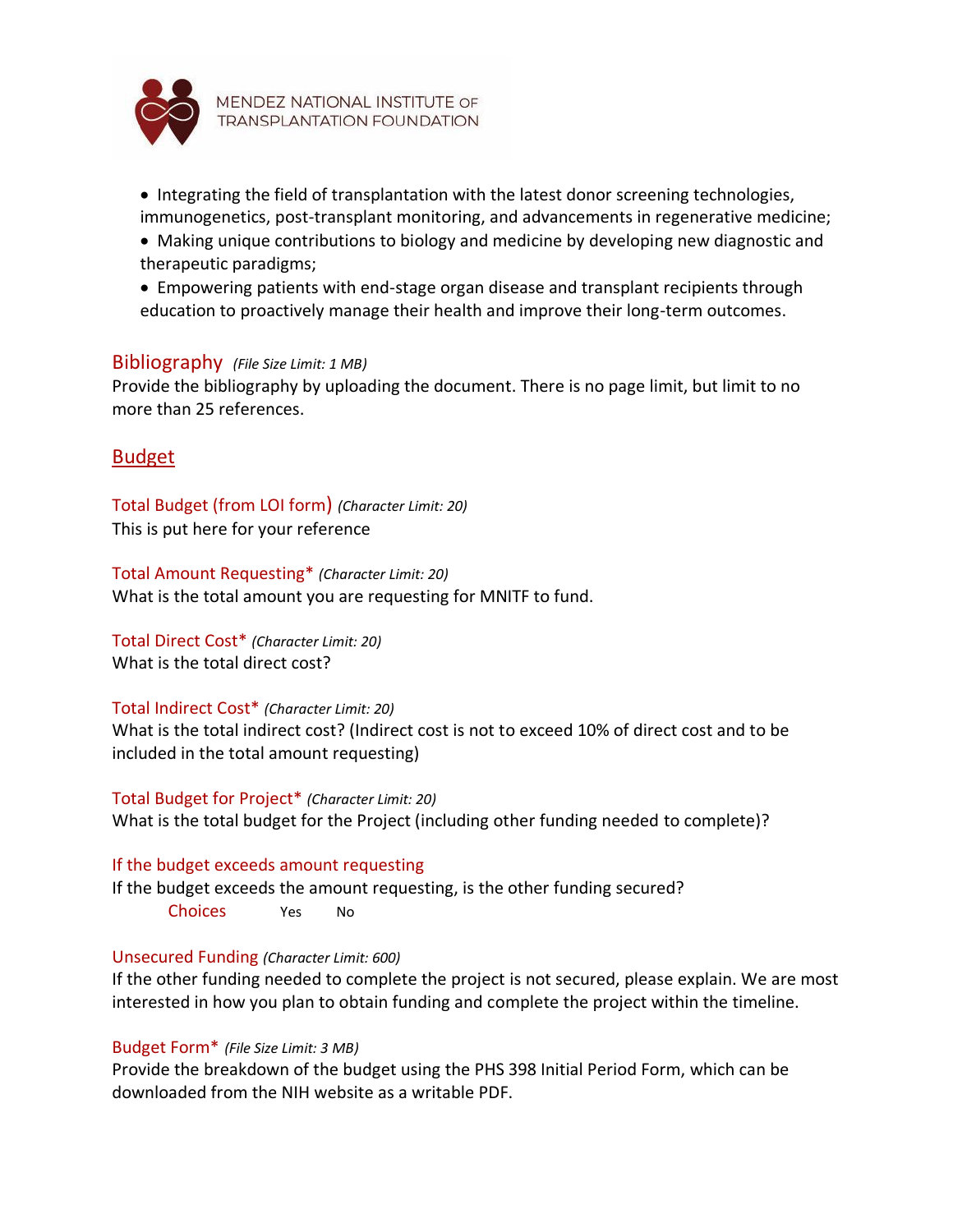- Integrating the field of transplantation with the latest donor screening technologies, immunogenetics, post-transplant monitoring, and advancements in regenerative medicine;
- Making unique contributions to biology and medicine by developing new diagnostic and therapeutic paradigms;
- Empowering patients with end-stage organ disease and transplant recipients through education to proactively manage their health and improve their long-term outcomes.

### Bibliography *(File Size Limit: 1 MB)*

Provide the bibliography by uploading the document. There is no page limit, but limit to no more than 25 references.

## Budget

### Total Budget (from LOI form) *(Character Limit: 20)*

This is put here for your reference

### Total Amount Requesting* *(Character Limit: 20)*

What is the total amount you are requesting for MNITF to fund.

### Total Direct Cost* *(Character Limit: 20)*

What is the total direct cost?

### Total Indirect Cost* *(Character Limit: 20)*

What is the total indirect cost? (Indirect cost is not to exceed 10% of direct cost and to be included in the total amount requesting)

### Total Budget for Project* *(Character Limit: 20)*

What is the total budget for the Project (including other funding needed to complete)?

### If the budget exceeds amount requesting

If the budget exceeds the amount requesting, is the other funding secured?

Choices Yes No

### Unsecured Funding *(Character Limit: 600)*

If the other funding needed to complete the project is not secured, please explain. We are most interested in how you plan to obtain funding and complete the project within the timeline.

### Budget Form* *(File Size Limit: 3 MB)*

Provide the breakdown of the budget using the PHS 398 Initial Period Form, which can be downloaded from the NIH website as a writable PDF.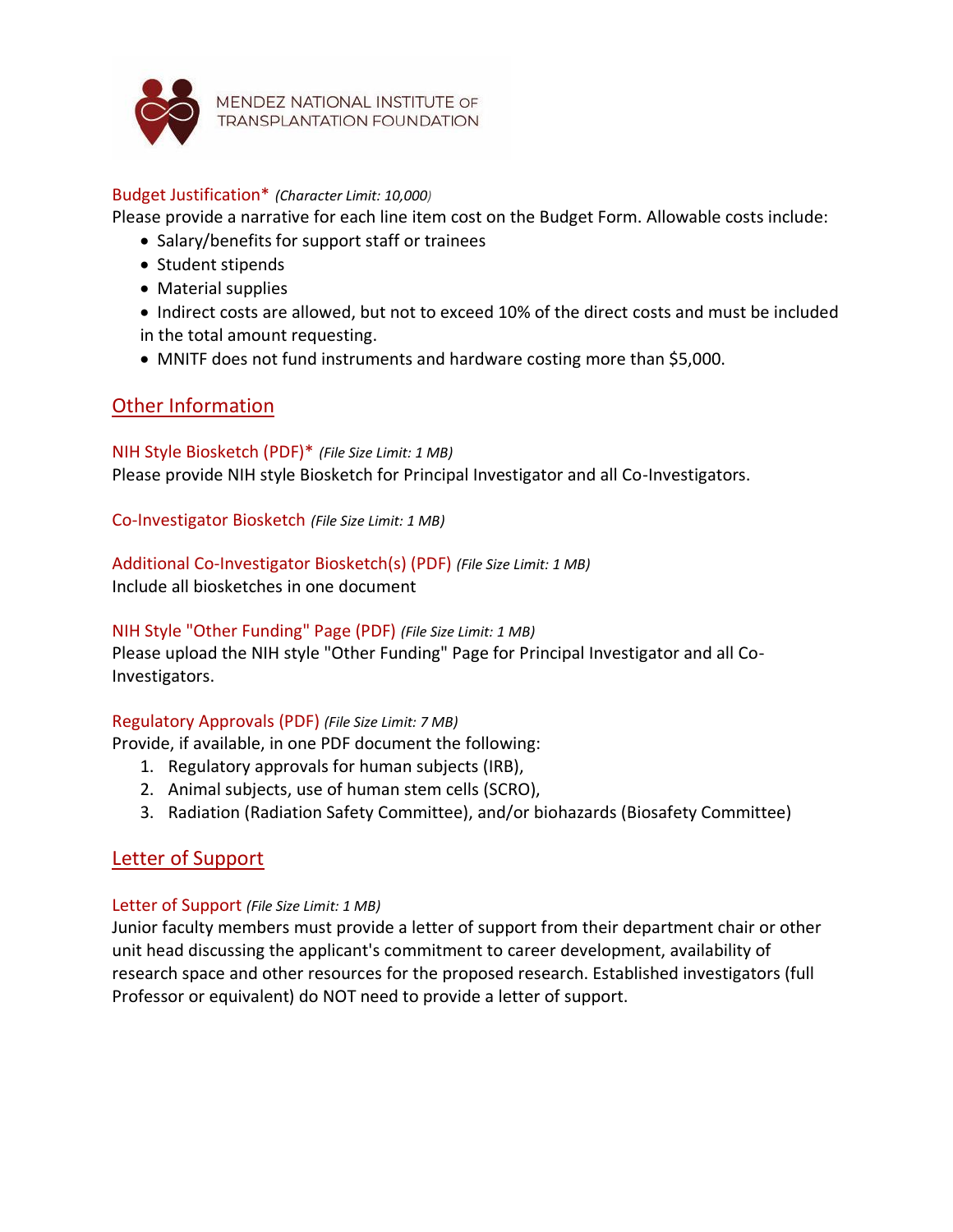Budget Justification* *(Character Limit: 10,000)*

Please provide a narrative for each line item cost on the Budget Form. Allowable costs include:

- Salary/benefits for support staff or trainees
- Student stipends
- Material supplies
- Indirect costs are allowed, but not to exceed 10% of the direct costs and must be included in the total amount requesting.
- MNITF does not fund instruments and hardware costing more than $5,000.

## Other Information

NIH Style Biosketch (PDF)* *(File Size Limit: 1 MB)*

Please provide NIH style Biosketch for Principal Investigator and all Co-Investigators.

Co-Investigator Biosketch *(File Size Limit: 1 MB)*

Additional Co-Investigator Biosketch(s) (PDF) *(File Size Limit: 1 MB)*

Include all biosketches in one document

NIH Style "Other Funding" Page (PDF) *(File Size Limit: 1 MB)*

Please upload the NIH style "Other Funding" Page for Principal Investigator and all Co-Investigators.

Regulatory Approvals (PDF) *(File Size Limit: 7 MB)*

Provide, if available, in one PDF document the following:

1. Regulatory approvals for human subjects (IRB),
2. Animal subjects, use of human stem cells (SCRO),
3. Radiation (Radiation Safety Committee), and/or biohazards (Biosafety Committee)

## Letter of Support

Letter of Support *(File Size Limit: 1 MB)*

Junior faculty members must provide a letter of support from their department chair or other unit head discussing the applicant's commitment to career development, availability of research space and other resources for the proposed research. Established investigators (full Professor or equivalent) do NOT need to provide a letter of support.